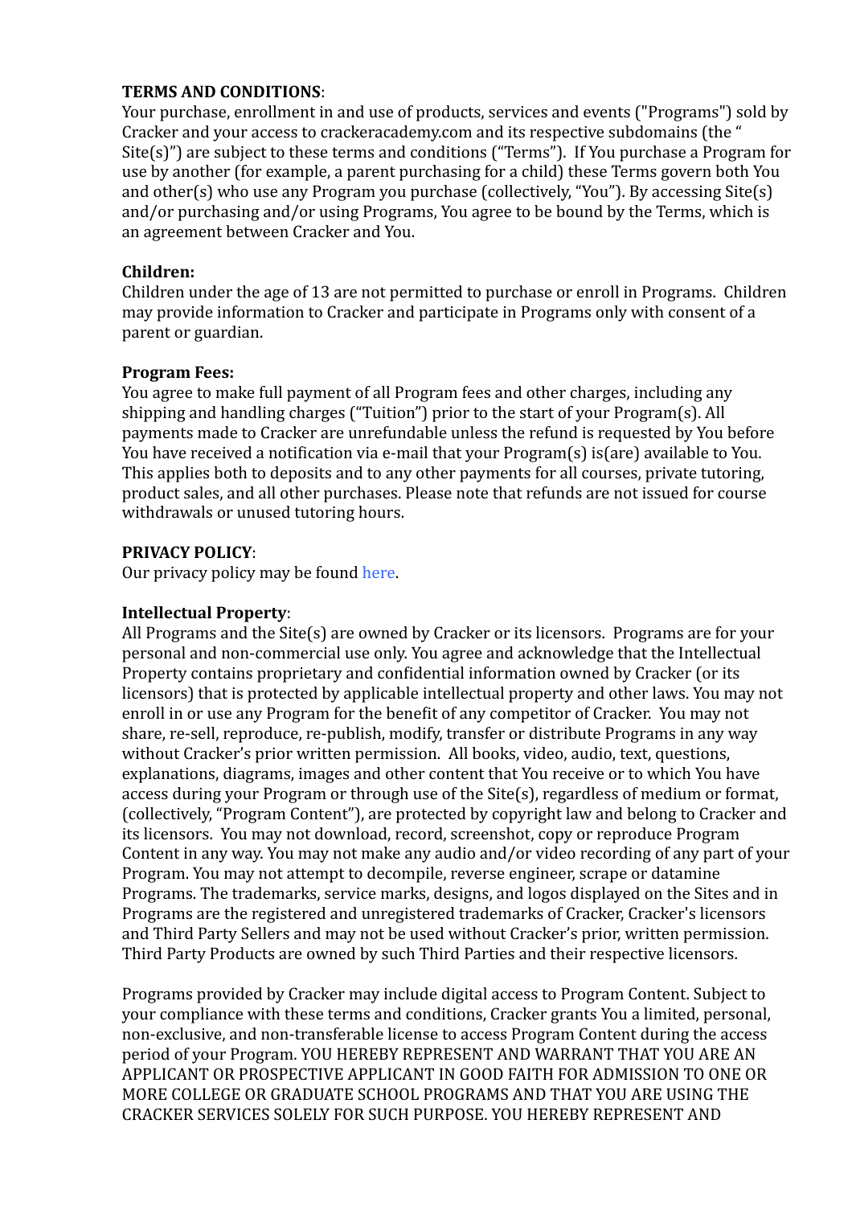**TERMS AND CONDITIONS**:
Your purchase, enrollment in and use of products, services and events ("Programs") sold by Cracker and your access to crackeracademy.com and its respective subdomains (the " Site(s)") are subject to these terms and conditions ("Terms"). If You purchase a Program for use by another (for example, a parent purchasing for a child) these Terms govern both You and other(s) who use any Program you purchase (collectively, "You"). By accessing Site(s) and/or purchasing and/or using Programs, You agree to be bound by the Terms, which is an agreement between Cracker and You.

**Children:**
Children under the age of 13 are not permitted to purchase or enroll in Programs. Children may provide information to Cracker and participate in Programs only with consent of a parent or guardian.

**Program Fees:**
You agree to make full payment of all Program fees and other charges, including any shipping and handling charges ("Tuition") prior to the start of your Program(s). All payments made to Cracker are unrefundable unless the refund is requested by You before You have received a notification via e-mail that your Program(s) is(are) available to You. This applies both to deposits and to any other payments for all courses, private tutoring, product sales, and all other purchases. Please note that refunds are not issued for course withdrawals or unused tutoring hours.

**PRIVACY POLICY**:
Our privacy policy may be found here.

**Intellectual Property**:
All Programs and the Site(s) are owned by Cracker or its licensors. Programs are for your personal and non-commercial use only. You agree and acknowledge that the Intellectual Property contains proprietary and confidential information owned by Cracker (or its licensors) that is protected by applicable intellectual property and other laws. You may not enroll in or use any Program for the benefit of any competitor of Cracker. You may not share, re-sell, reproduce, re-publish, modify, transfer or distribute Programs in any way without Cracker's prior written permission. All books, video, audio, text, questions, explanations, diagrams, images and other content that You receive or to which You have access during your Program or through use of the Site(s), regardless of medium or format, (collectively, "Program Content"), are protected by copyright law and belong to Cracker and its licensors. You may not download, record, screenshot, copy or reproduce Program Content in any way. You may not make any audio and/or video recording of any part of your Program. You may not attempt to decompile, reverse engineer, scrape or datamine Programs. The trademarks, service marks, designs, and logos displayed on the Sites and in Programs are the registered and unregistered trademarks of Cracker, Cracker's licensors and Third Party Sellers and may not be used without Cracker's prior, written permission. Third Party Products are owned by such Third Parties and their respective licensors.

Programs provided by Cracker may include digital access to Program Content. Subject to your compliance with these terms and conditions, Cracker grants You a limited, personal, non-exclusive, and non-transferable license to access Program Content during the access period of your Program. YOU HEREBY REPRESENT AND WARRANT THAT YOU ARE AN APPLICANT OR PROSPECTIVE APPLICANT IN GOOD FAITH FOR ADMISSION TO ONE OR MORE COLLEGE OR GRADUATE SCHOOL PROGRAMS AND THAT YOU ARE USING THE CRACKER SERVICES SOLELY FOR SUCH PURPOSE. YOU HEREBY REPRESENT AND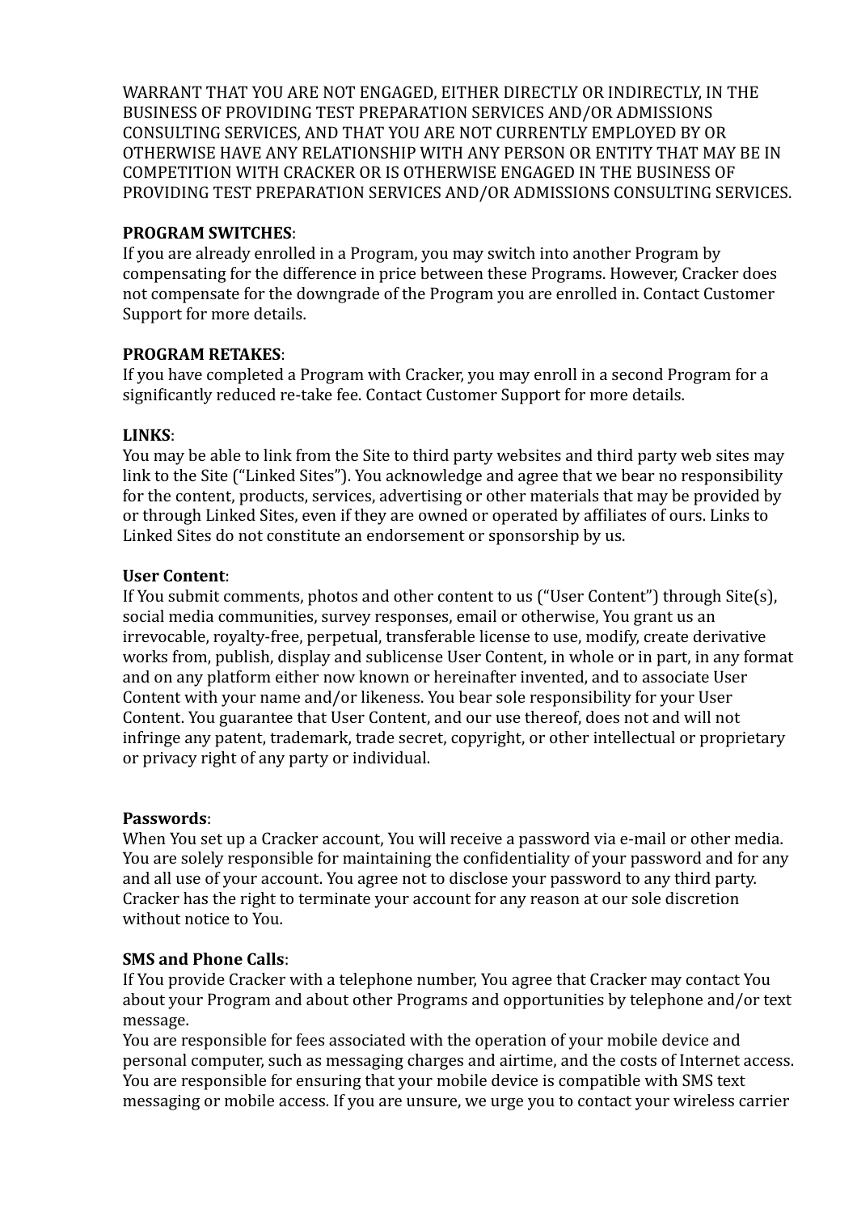WARRANT THAT YOU ARE NOT ENGAGED, EITHER DIRECTLY OR INDIRECTLY, IN THE BUSINESS OF PROVIDING TEST PREPARATION SERVICES AND/OR ADMISSIONS CONSULTING SERVICES, AND THAT YOU ARE NOT CURRENTLY EMPLOYED BY OR OTHERWISE HAVE ANY RELATIONSHIP WITH ANY PERSON OR ENTITY THAT MAY BE IN COMPETITION WITH CRACKER OR IS OTHERWISE ENGAGED IN THE BUSINESS OF PROVIDING TEST PREPARATION SERVICES AND/OR ADMISSIONS CONSULTING SERVICES.

**PROGRAM SWITCHES**:
If you are already enrolled in a Program, you may switch into another Program by compensating for the difference in price between these Programs. However, Cracker does not compensate for the downgrade of the Program you are enrolled in. Contact Customer Support for more details.

**PROGRAM RETAKES**:
If you have completed a Program with Cracker, you may enroll in a second Program for a significantly reduced re-take fee. Contact Customer Support for more details.

**LINKS**:
You may be able to link from the Site to third party websites and third party web sites may link to the Site ("Linked Sites"). You acknowledge and agree that we bear no responsibility for the content, products, services, advertising or other materials that may be provided by or through Linked Sites, even if they are owned or operated by affiliates of ours. Links to Linked Sites do not constitute an endorsement or sponsorship by us.

**User Content**:
If You submit comments, photos and other content to us ("User Content") through Site(s), social media communities, survey responses, email or otherwise, You grant us an irrevocable, royalty-free, perpetual, transferable license to use, modify, create derivative works from, publish, display and sublicense User Content, in whole or in part, in any format and on any platform either now known or hereinafter invented, and to associate User Content with your name and/or likeness. You bear sole responsibility for your User Content. You guarantee that User Content, and our use thereof, does not and will not infringe any patent, trademark, trade secret, copyright, or other intellectual or proprietary or privacy right of any party or individual.

**Passwords**:
When You set up a Cracker account, You will receive a password via e-mail or other media. You are solely responsible for maintaining the confidentiality of your password and for any and all use of your account. You agree not to disclose your password to any third party. Cracker has the right to terminate your account for any reason at our sole discretion without notice to You.

**SMS and Phone Calls**:
If You provide Cracker with a telephone number, You agree that Cracker may contact You about your Program and about other Programs and opportunities by telephone and/or text message.
You are responsible for fees associated with the operation of your mobile device and personal computer, such as messaging charges and airtime, and the costs of Internet access. You are responsible for ensuring that your mobile device is compatible with SMS text messaging or mobile access. If you are unsure, we urge you to contact your wireless carrier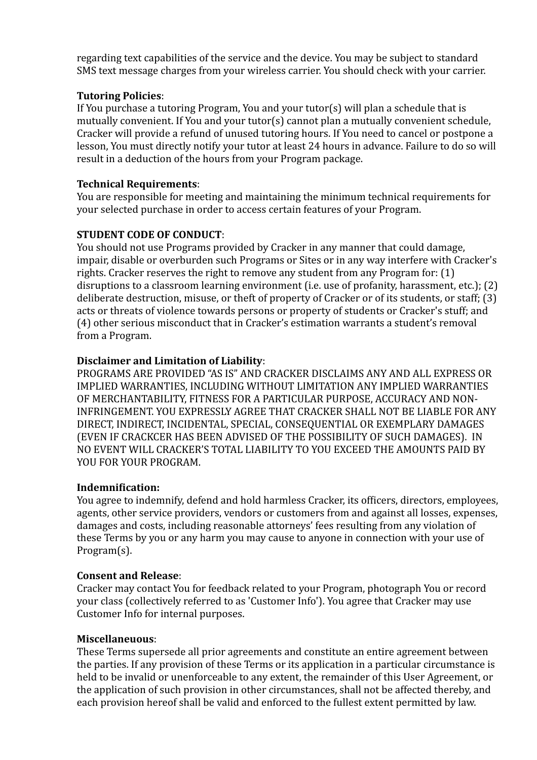regarding text capabilities of the service and the device. You may be subject to standard SMS text message charges from your wireless carrier. You should check with your carrier.

**Tutoring Policies**:
If You purchase a tutoring Program, You and your tutor(s) will plan a schedule that is mutually convenient. If You and your tutor(s) cannot plan a mutually convenient schedule, Cracker will provide a refund of unused tutoring hours. If You need to cancel or postpone a lesson, You must directly notify your tutor at least 24 hours in advance. Failure to do so will result in a deduction of the hours from your Program package.

**Technical Requirements**:
You are responsible for meeting and maintaining the minimum technical requirements for your selected purchase in order to access certain features of your Program.

**STUDENT CODE OF CONDUCT**:
You should not use Programs provided by Cracker in any manner that could damage, impair, disable or overburden such Programs or Sites or in any way interfere with Cracker's rights. Cracker reserves the right to remove any student from any Program for: (1) disruptions to a classroom learning environment (i.e. use of profanity, harassment, etc.); (2) deliberate destruction, misuse, or theft of property of Cracker or of its students, or staff; (3) acts or threats of violence towards persons or property of students or Cracker's stuff; and (4) other serious misconduct that in Cracker's estimation warrants a student's removal from a Program.

**Disclaimer and Limitation of Liability**:
PROGRAMS ARE PROVIDED "AS IS" AND CRACKER DISCLAIMS ANY AND ALL EXPRESS OR IMPLIED WARRANTIES, INCLUDING WITHOUT LIMITATION ANY IMPLIED WARRANTIES OF MERCHANTABILITY, FITNESS FOR A PARTICULAR PURPOSE, ACCURACY AND NON-INFRINGEMENT. YOU EXPRESSLY AGREE THAT CRACKER SHALL NOT BE LIABLE FOR ANY DIRECT, INDIRECT, INCIDENTAL, SPECIAL, CONSEQUENTIAL OR EXEMPLARY DAMAGES (EVEN IF CRACKCER HAS BEEN ADVISED OF THE POSSIBILITY OF SUCH DAMAGES). IN NO EVENT WILL CRACKER'S TOTAL LIABILITY TO YOU EXCEED THE AMOUNTS PAID BY YOU FOR YOUR PROGRAM.

**Indemnification:**
You agree to indemnify, defend and hold harmless Cracker, its officers, directors, employees, agents, other service providers, vendors or customers from and against all losses, expenses, damages and costs, including reasonable attorneys' fees resulting from any violation of these Terms by you or any harm you may cause to anyone in connection with your use of Program(s).

**Consent and Release**:
Cracker may contact You for feedback related to your Program, photograph You or record your class (collectively referred to as 'Customer Info'). You agree that Cracker may use Customer Info for internal purposes.

**Miscellaneuous**:
These Terms supersede all prior agreements and constitute an entire agreement between the parties. If any provision of these Terms or its application in a particular circumstance is held to be invalid or unenforceable to any extent, the remainder of this User Agreement, or the application of such provision in other circumstances, shall not be affected thereby, and each provision hereof shall be valid and enforced to the fullest extent permitted by law.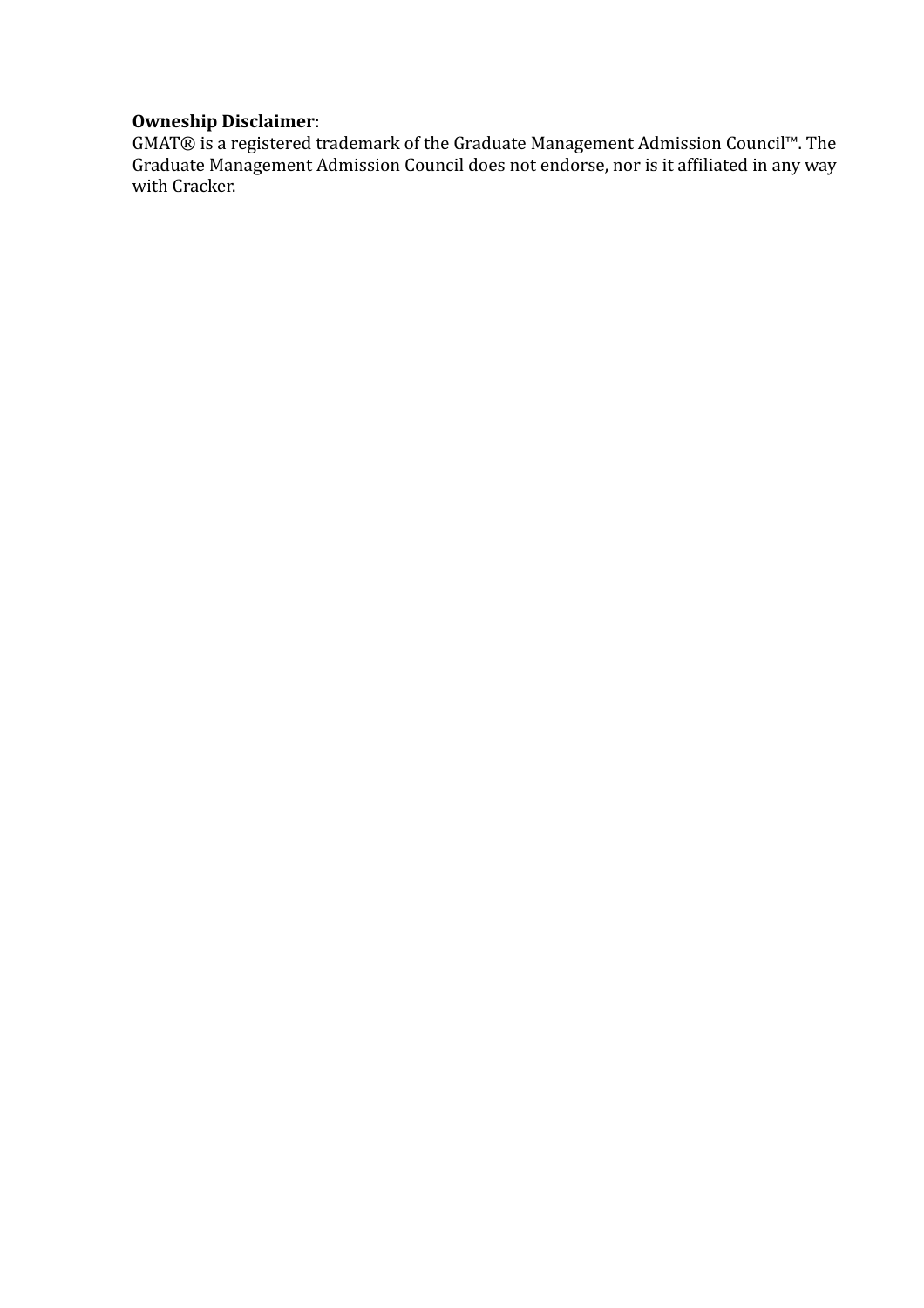**Owneship Disclaimer**:
GMAT® is a registered trademark of the Graduate Management Admission Council™. The Graduate Management Admission Council does not endorse, nor is it affiliated in any way with Cracker.